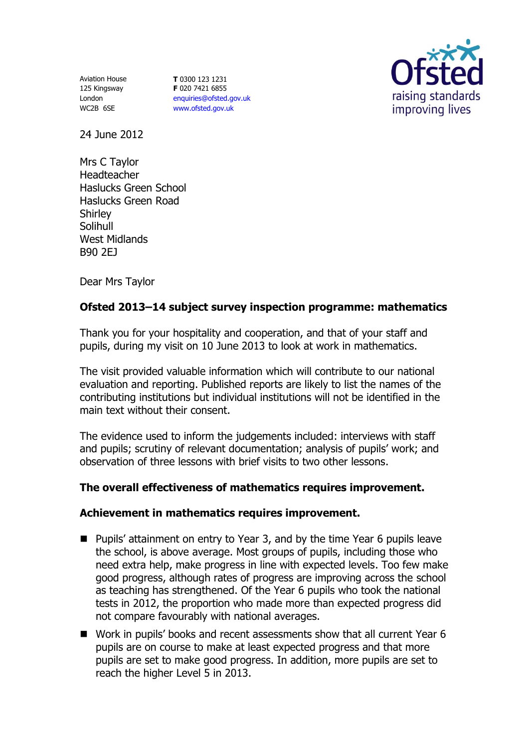Aviation House
125 Kingsway
London
WC2B 6SE

**T** 0300 123 1231
**F** 020 7421 6855
enquiries@ofsted.gov.uk
www.ofsted.gov.uk

Ofsted
raising standards
improving lives

24 June 2012

Mrs C Taylor
Headteacher
Haslucks Green School
Haslucks Green Road
Shirley
Solihull
West Midlands
B90 2EJ

Dear Mrs Taylor

**Ofsted 2013–14 subject survey inspection programme: mathematics**

Thank you for your hospitality and cooperation, and that of your staff and pupils, during my visit on 10 June 2013 to look at work in mathematics.

The visit provided valuable information which will contribute to our national evaluation and reporting. Published reports are likely to list the names of the contributing institutions but individual institutions will not be identified in the main text without their consent.

The evidence used to inform the judgements included: interviews with staff and pupils; scrutiny of relevant documentation; analysis of pupils' work; and observation of three lessons with brief visits to two other lessons.

**The overall effectiveness of mathematics requires improvement.**

**Achievement in mathematics requires improvement.**

- Pupils' attainment on entry to Year 3, and by the time Year 6 pupils leave the school, is above average. Most groups of pupils, including those who need extra help, make progress in line with expected levels. Too few make good progress, although rates of progress are improving across the school as teaching has strengthened. Of the Year 6 pupils who took the national tests in 2012, the proportion who made more than expected progress did not compare favourably with national averages.
- Work in pupils' books and recent assessments show that all current Year 6 pupils are on course to make at least expected progress and that more pupils are set to make good progress. In addition, more pupils are set to reach the higher Level 5 in 2013.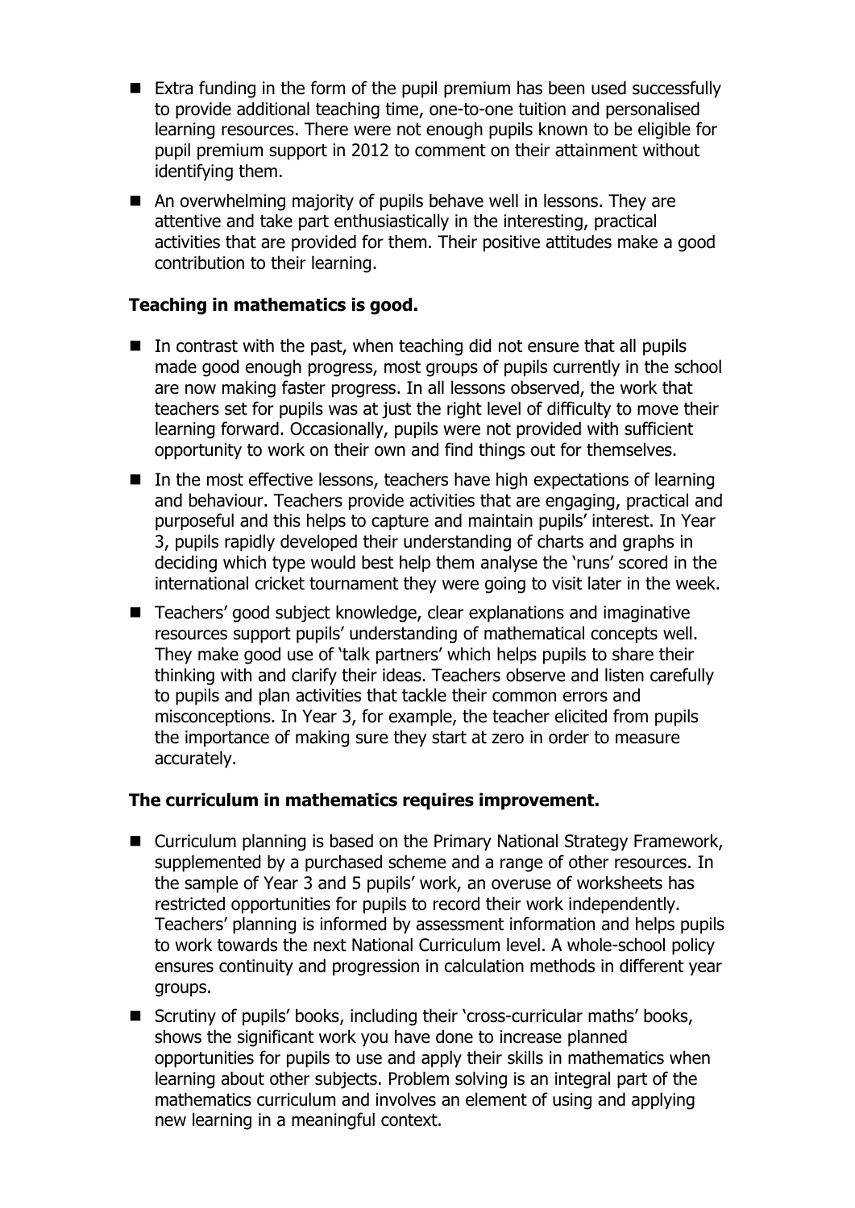- Extra funding in the form of the pupil premium has been used successfully to provide additional teaching time, one-to-one tuition and personalised learning resources. There were not enough pupils known to be eligible for pupil premium support in 2012 to comment on their attainment without identifying them.
- An overwhelming majority of pupils behave well in lessons. They are attentive and take part enthusiastically in the interesting, practical activities that are provided for them. Their positive attitudes make a good contribution to their learning.

**Teaching in mathematics is good.**

- In contrast with the past, when teaching did not ensure that all pupils made good enough progress, most groups of pupils currently in the school are now making faster progress. In all lessons observed, the work that teachers set for pupils was at just the right level of difficulty to move their learning forward. Occasionally, pupils were not provided with sufficient opportunity to work on their own and find things out for themselves.
- In the most effective lessons, teachers have high expectations of learning and behaviour. Teachers provide activities that are engaging, practical and purposeful and this helps to capture and maintain pupils' interest. In Year 3, pupils rapidly developed their understanding of charts and graphs in deciding which type would best help them analyse the 'runs' scored in the international cricket tournament they were going to visit later in the week.
- Teachers' good subject knowledge, clear explanations and imaginative resources support pupils' understanding of mathematical concepts well. They make good use of 'talk partners' which helps pupils to share their thinking with and clarify their ideas. Teachers observe and listen carefully to pupils and plan activities that tackle their common errors and misconceptions. In Year 3, for example, the teacher elicited from pupils the importance of making sure they start at zero in order to measure accurately.

**The curriculum in mathematics requires improvement.**

- Curriculum planning is based on the Primary National Strategy Framework, supplemented by a purchased scheme and a range of other resources. In the sample of Year 3 and 5 pupils' work, an overuse of worksheets has restricted opportunities for pupils to record their work independently. Teachers' planning is informed by assessment information and helps pupils to work towards the next National Curriculum level. A whole-school policy ensures continuity and progression in calculation methods in different year groups.
- Scrutiny of pupils' books, including their 'cross-curricular maths' books, shows the significant work you have done to increase planned opportunities for pupils to use and apply their skills in mathematics when learning about other subjects. Problem solving is an integral part of the mathematics curriculum and involves an element of using and applying new learning in a meaningful context.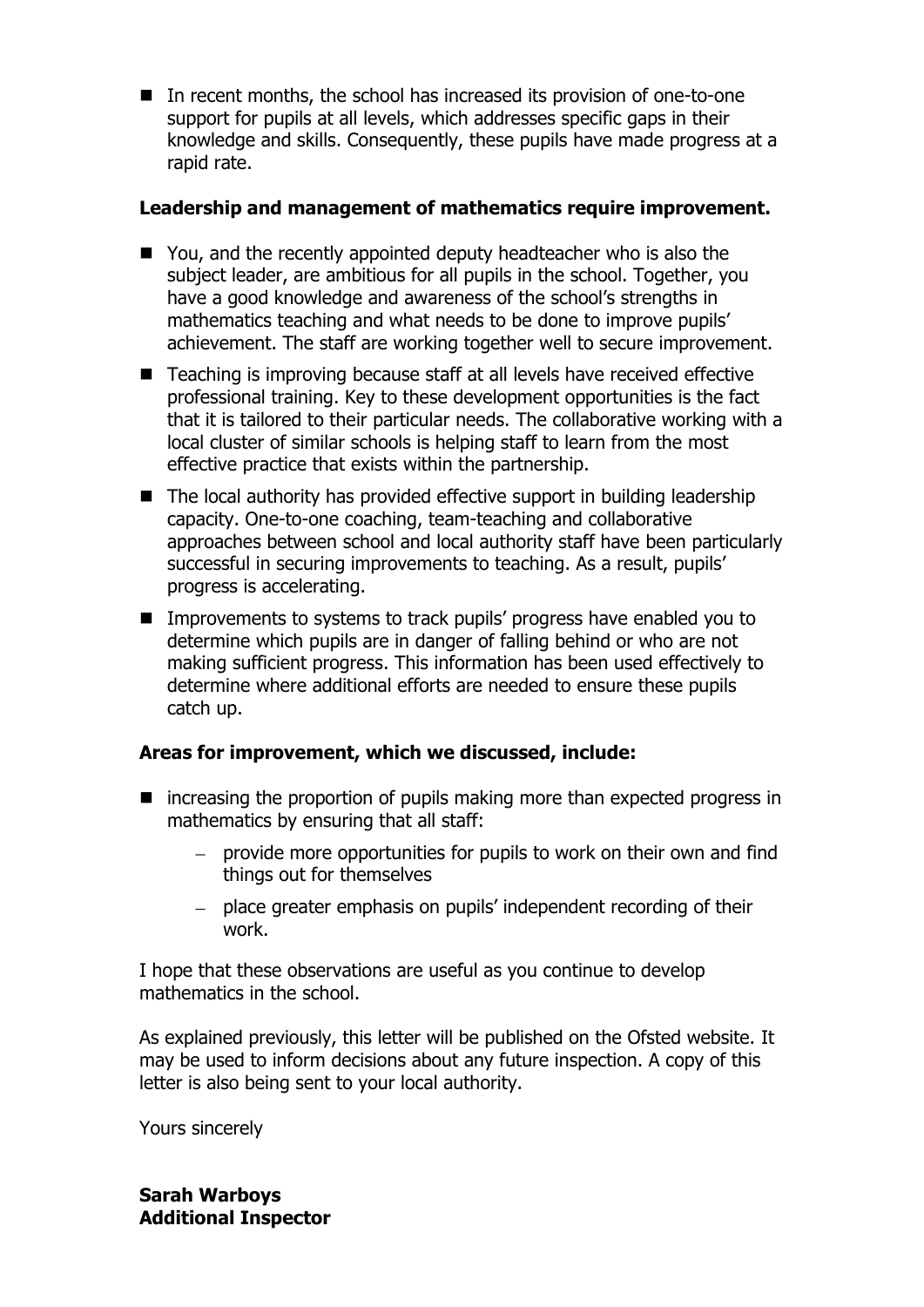- In recent months, the school has increased its provision of one-to-one support for pupils at all levels, which addresses specific gaps in their knowledge and skills. Consequently, these pupils have made progress at a rapid rate.

**Leadership and management of mathematics require improvement.**

- You, and the recently appointed deputy headteacher who is also the subject leader, are ambitious for all pupils in the school. Together, you have a good knowledge and awareness of the school's strengths in mathematics teaching and what needs to be done to improve pupils' achievement. The staff are working together well to secure improvement.
- Teaching is improving because staff at all levels have received effective professional training. Key to these development opportunities is the fact that it is tailored to their particular needs. The collaborative working with a local cluster of similar schools is helping staff to learn from the most effective practice that exists within the partnership.
- The local authority has provided effective support in building leadership capacity. One-to-one coaching, team-teaching and collaborative approaches between school and local authority staff have been particularly successful in securing improvements to teaching. As a result, pupils' progress is accelerating.
- Improvements to systems to track pupils' progress have enabled you to determine which pupils are in danger of falling behind or who are not making sufficient progress. This information has been used effectively to determine where additional efforts are needed to ensure these pupils catch up.

**Areas for improvement, which we discussed, include:**

- increasing the proportion of pupils making more than expected progress in mathematics by ensuring that all staff:
  - provide more opportunities for pupils to work on their own and find things out for themselves
  - place greater emphasis on pupils' independent recording of their work.

I hope that these observations are useful as you continue to develop mathematics in the school.

As explained previously, this letter will be published on the Ofsted website. It may be used to inform decisions about any future inspection. A copy of this letter is also being sent to your local authority.

Yours sincerely

**Sarah Warboys**
**Additional Inspector**